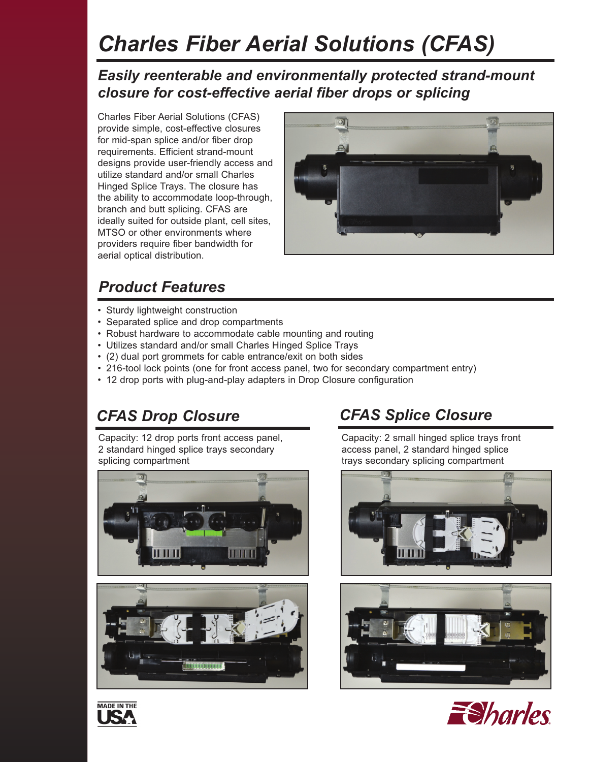# Charles Fiber Aerial Solutions (CFAS)

## *Easily reenterable and environmentally protected strand-mount closure for cost-effective aerial fiber drops or splicing*

Charles Fiber Aerial Solutions (CFAS) provide simple, cost-effective closures for mid-span splice and/or fiber drop requirements. Efficient strand-mount designs provide user-friendly access and utilize standard and/or small Charles Hinged Splice Trays. The closure has the ability to accommodate loop-through, branch and butt splicing. CFAS are ideally suited for outside plant, cell sites, MTSO or other environments where providers require fiber bandwidth for aerial optical distribution.

## *Product Features*

- Sturdy lightweight construction
- Separated splice and drop compartments
- Robust hardware to accommodate cable mounting and routing
- Utilizes standard and/or small Charles Hinged Splice Trays
- (2) dual port grommets for cable entrance/exit on both sides
- 216-tool lock points (one for front access panel, two for secondary compartment entry)
- 12 drop ports with plug-and-play adapters in Drop Closure configuration

## *CFAS Drop Closure*

Capacity: 12 drop ports front access panel, 2 standard hinged splice trays secondary splicing compartment

## *CFAS Splice Closure*

Capacity: 2 small hinged splice trays front access panel, 2 standard hinged splice trays secondary splicing compartment

MADE IN THE USA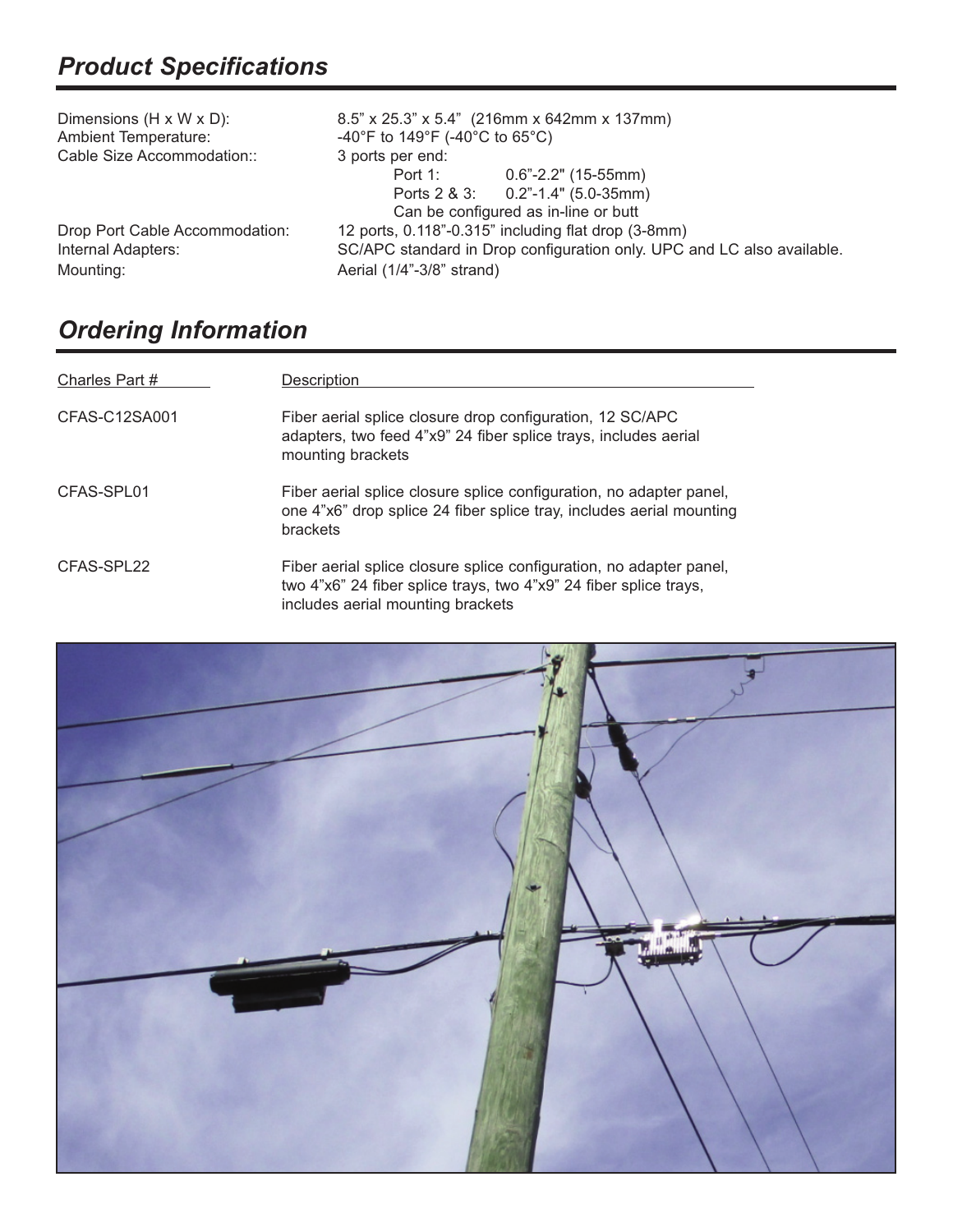## *Product Specifications*

| | |
|---|---|
| Dimensions (H x W x D): | 8.5” x 25.3” x 5.4” (216mm x 642mm x 137mm) |
| Ambient Temperature: | -40°F to 149°F (-40°C to 65°C) |
| Cable Size Accommodation:: | 3 ports per end:<br>Port 1: 0.6”-2.2" (15-55mm)<br>Ports 2 & 3: 0.2”-1.4" (5.0-35mm)<br>Can be configured as in-line or butt |
| Drop Port Cable Accommodation: | 12 ports, 0.118”-0.315” including flat drop (3-8mm) |
| Internal Adapters: | SC/APC standard in Drop configuration only. UPC and LC also available. |
| Mounting: | Aerial (1/4”-3/8” strand) |

## *Ordering Information*

| Charles Part # | Description |
|---|---|
| CFAS-C12SA001 | Fiber aerial splice closure drop configuration, 12 SC/APC adapters, two feed 4”x9” 24 fiber splice trays, includes aerial mounting brackets |
| CFAS-SPL01 | Fiber aerial splice closure splice configuration, no adapter panel, one 4”x6” drop splice 24 fiber splice tray, includes aerial mounting brackets |
| CFAS-SPL22 | Fiber aerial splice closure splice configuration, no adapter panel, two 4”x6” 24 fiber splice trays, two 4”x9” 24 fiber splice trays, includes aerial mounting brackets |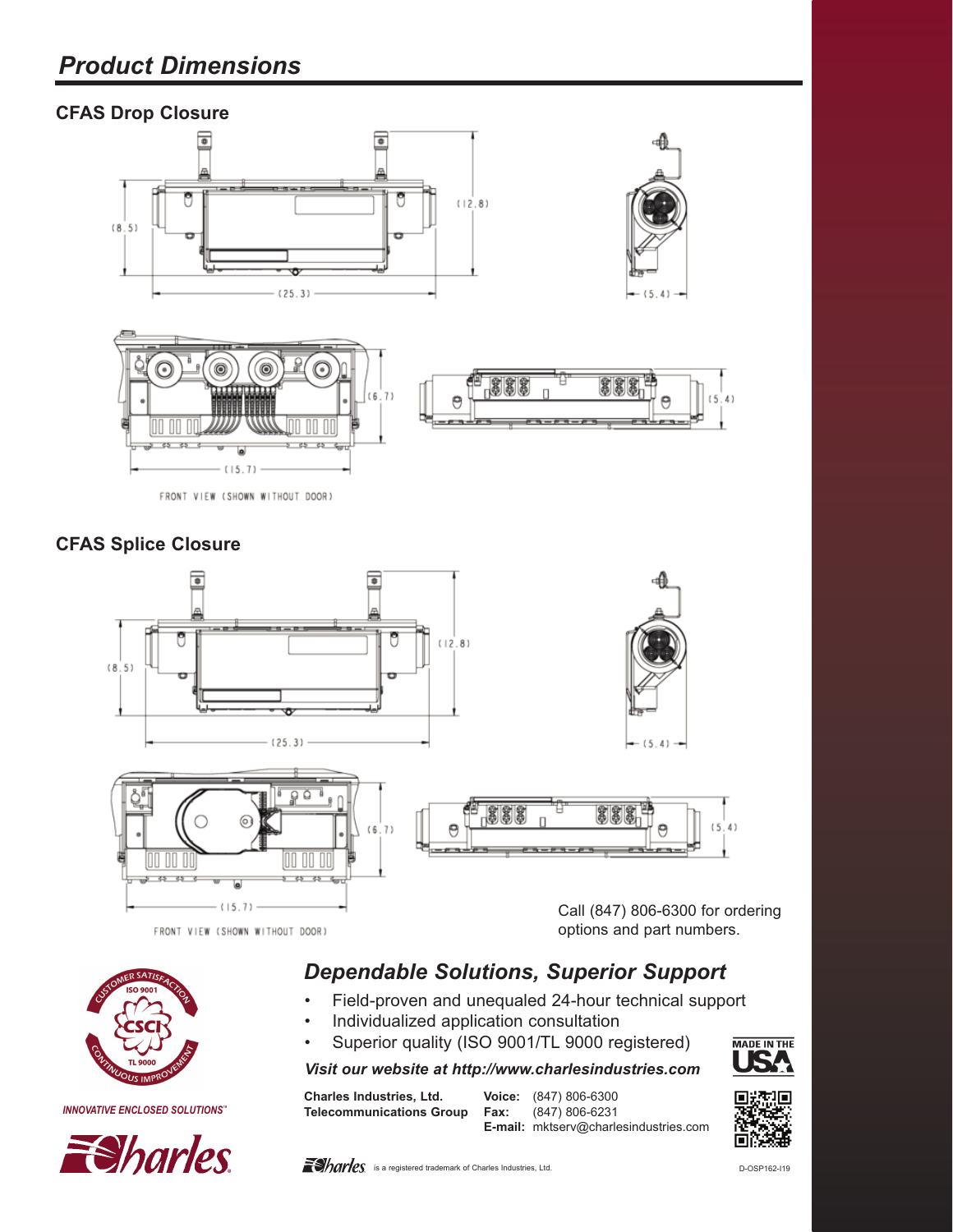# Product Dimensions

## CFAS Drop Closure

(8.5)

(12.8)

(25.3)

(5.4)

(6.7)

(5.4)

(15.7)

FRONT VIEW (SHOWN WITHOUT DOOR)

## CFAS Splice Closure

(8.5)

(12.8)

(25.3)

(5.4)

(6.7)

(5.4)

(15.7)

FRONT VIEW (SHOWN WITHOUT DOOR)

Call (847) 806-6300 for ordering options and part numbers.

CUSTOMER SATISFACTION ISO 9001 CSCI TL 9000 CONTINUOUS IMPROVEMENT

*INNOVATIVE ENCLOSED SOLUTIONS™*

Charles

## *Dependable Solutions, Superior Support*

- Field-proven and unequaled 24-hour technical support
- Individualized application consultation
- Superior quality (ISO 9001/TL 9000 registered)

***Visit our website at http://www.charlesindustries.com***

MADE IN THE USA

**Charles Industries, Ltd.**
**Telecommunications Group**

**Voice:** (847) 806-6300
**Fax:** (847) 806-6231
**E-mail:** mktserv@charlesindustries.com

Charles is a registered trademark of Charles Industries, Ltd.

D-OSP162-I19